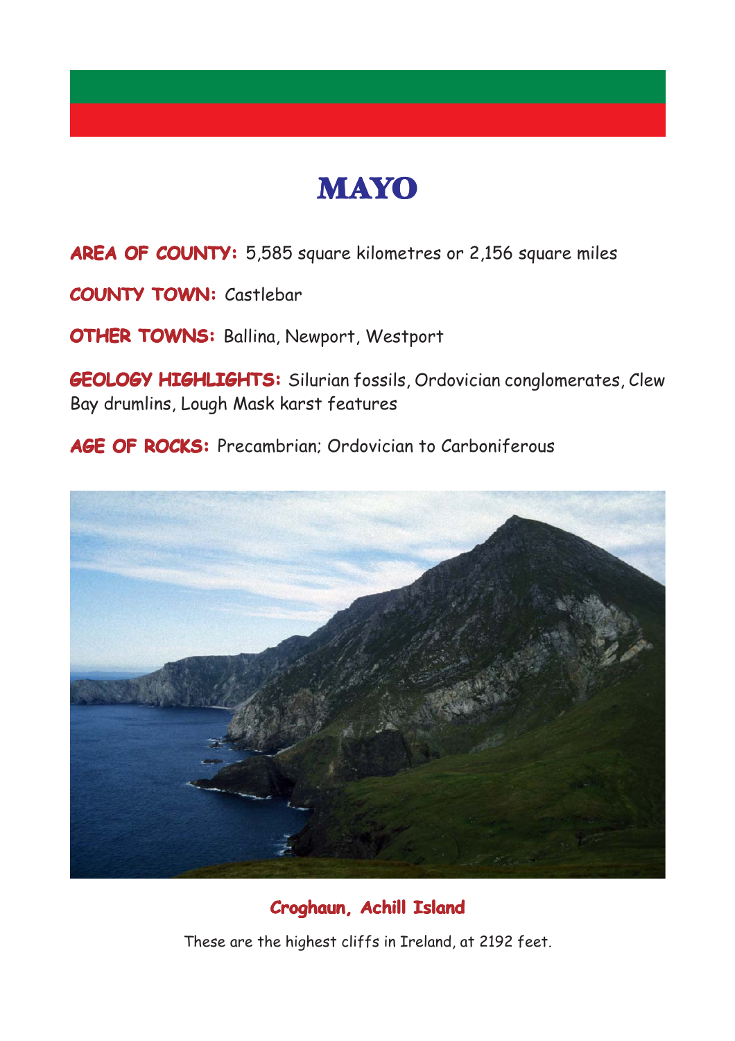# MAYO

**AREA OF COUNTY:** 5,585 square kilometres or 2,156 square miles

**COUNTY TOWN:** Castlebar

**OTHER TOWNS:** Ballina, Newport, Westport

**GEOLOGY HIGHLIGHTS:** Silurian fossils, Ordovician conglomerates, Clew Bay drumlins, Lough Mask karst features

**AGE OF ROCKS:** Precambrian; Ordovician to Carboniferous

**Croghaun, Achill Island**

These are the highest cliffs in Ireland, at 2192 feet.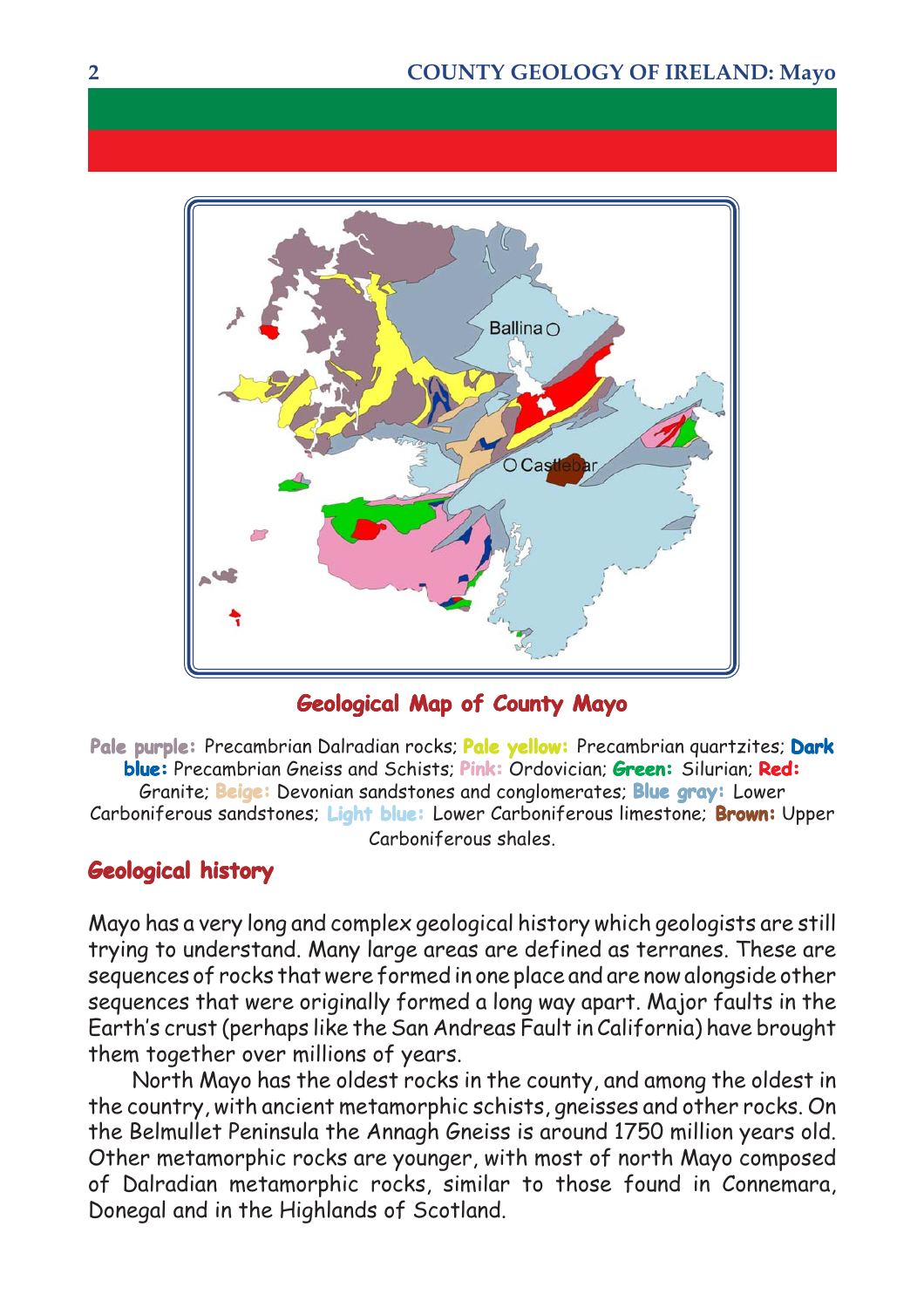## Geological Map of County Mayo

**Pale purple:** Precambrian Dalradian rocks; **Pale yellow:** Precambrian quartzites; **Dark blue:** Precambrian Gneiss and Schists; **Pink:** Ordovician; **Green:** Silurian; **Red:** Granite; **Beige:** Devonian sandstones and conglomerates; **Blue gray:** Lower Carboniferous sandstones; **Light blue:** Lower Carboniferous limestone; **Brown:** Upper Carboniferous shales.

## Geological history

Mayo has a very long and complex geological history which geologists are still trying to understand. Many large areas are defined as terranes. These are sequences of rocks that were formed in one place and are now alongside other sequences that were originally formed a long way apart. Major faults in the Earth's crust (perhaps like the San Andreas Fault in California) have brought them together over millions of years.

North Mayo has the oldest rocks in the county, and among the oldest in the country, with ancient metamorphic schists, gneisses and other rocks. On the Belmullet Peninsula the Annagh Gneiss is around 1750 million years old. Other metamorphic rocks are younger, with most of north Mayo composed of Dalradian metamorphic rocks, similar to those found in Connemara, Donegal and in the Highlands of Scotland.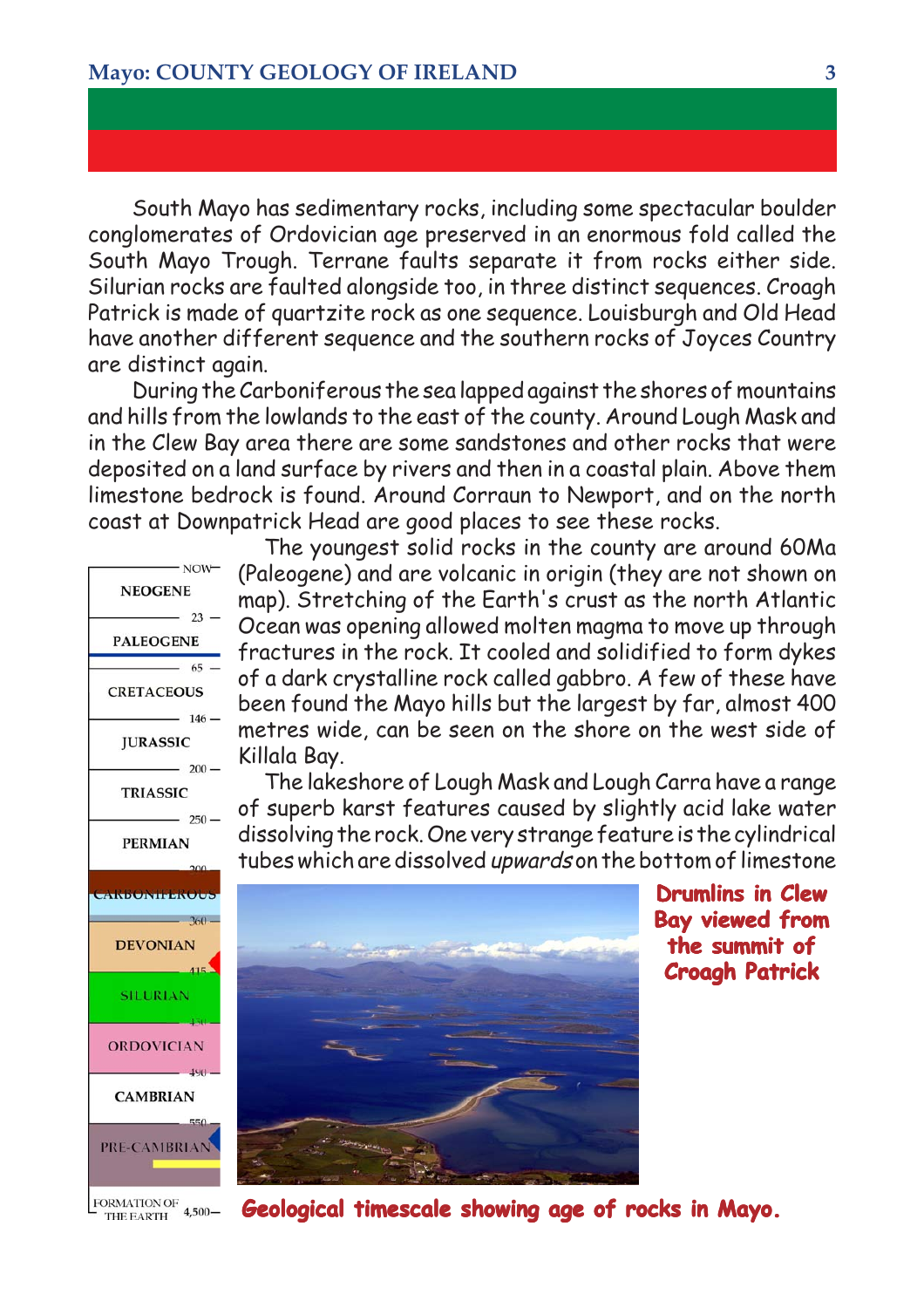South Mayo has sedimentary rocks, including some spectacular boulder conglomerates of Ordovician age preserved in an enormous fold called the South Mayo Trough. Terrane faults separate it from rocks either side. Silurian rocks are faulted alongside too, in three distinct sequences. Croagh Patrick is made of quartzite rock as one sequence. Louisburgh and Old Head have another different sequence and the southern rocks of Joyces Country are distinct again.

During the Carboniferous the sea lapped against the shores of mountains and hills from the lowlands to the east of the county. Around Lough Mask and in the Clew Bay area there are some sandstones and other rocks that were deposited on a land surface by rivers and then in a coastal plain. Above them limestone bedrock is found. Around Corraun to Newport, and on the north coast at Downpatrick Head are good places to see these rocks.

The youngest solid rocks in the county are around 60Ma (Paleogene) and are volcanic in origin (they are not shown on map). Stretching of the Earth's crust as the north Atlantic Ocean was opening allowed molten magma to move up through fractures in the rock. It cooled and solidified to form dykes of a dark crystalline rock called gabbro. A few of these have been found the Mayo hills but the largest by far, almost 400 metres wide, can be seen on the shore on the west side of Killala Bay.

The lakeshore of Lough Mask and Lough Carra have a range of superb karst features caused by slightly acid lake water dissolving the rock. One very strange feature is the cylindrical tubes which are dissolved *upwards* on the bottom of limestone

| Period | Age (Ma) |
|---|---|
| | NOW |
| NEOGENE | |
| | 23 |
| PALEOGENE | |
| | 65 |
| CRETACEOUS | |
| | 146 |
| JURASSIC | |
| | 200 |
| TRIASSIC | |
| | 250 |
| PERMIAN | |
| | 300 |
| CARBONIFEROUS | |
| | 360 |
| DEVONIAN | |
| | 415 |
| SILURIAN | |
| | 450 |
| ORDOVICIAN | |
| | 490 |
| CAMBRIAN | |
| | 550 |
| PRE-CAMBRIAN | |
| FORMATION OF THE EARTH | 4,500 |

**Geological timescale showing age of rocks in Mayo.**

**Drumlins in Clew Bay viewed from the summit of Croagh Patrick**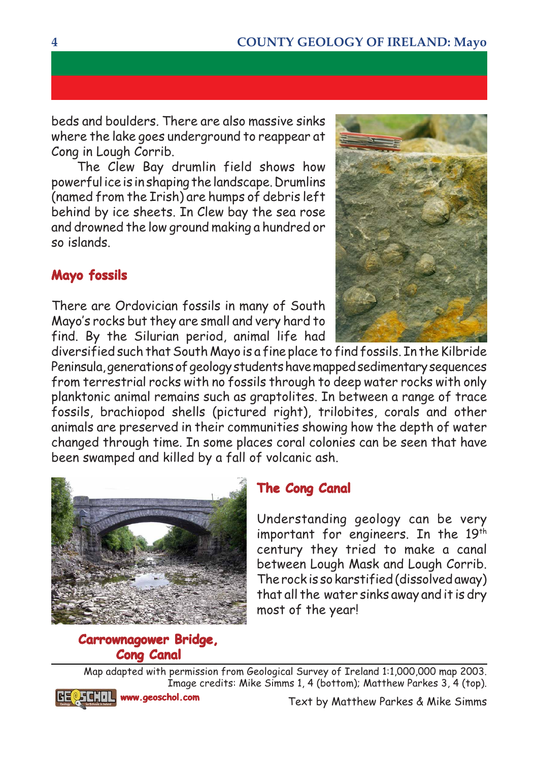beds and boulders. There are also massive sinks where the lake goes underground to reappear at Cong in Lough Corrib.

The Clew Bay drumlin field shows how powerful ice is in shaping the landscape. Drumlins (named from the Irish) are humps of debris left behind by ice sheets. In Clew bay the sea rose and drowned the low ground making a hundred or so islands.

## Mayo fossils

There are Ordovician fossils in many of South Mayo's rocks but they are small and very hard to find. By the Silurian period, animal life had diversified such that South Mayo is a fine place to find fossils. In the Kilbride Peninsula, generations of geology students have mapped sedimentary sequences from terrestrial rocks with no fossils through to deep water rocks with only planktonic animal remains such as graptolites. In between a range of trace fossils, brachiopod shells (pictured right), trilobites, corals and other animals are preserved in their communities showing how the depth of water changed through time. In some places coral colonies can be seen that have been swamped and killed by a fall of volcanic ash.

## The Cong Canal

Understanding geology can be very important for engineers. In the 19th century they tried to make a canal between Lough Mask and Lough Corrib. The rock is so karstified (dissolved away) that all the water sinks away and it is dry most of the year!

**Carrownagower Bridge, Cong Canal**

Map adapted with permission from Geological Survey of Ireland 1:1,000,000 map 2003.
Image credits: Mike Simms 1, 4 (bottom); Matthew Parkes 3, 4 (top).

www.geoschol.com

Text by Matthew Parkes & Mike Simms